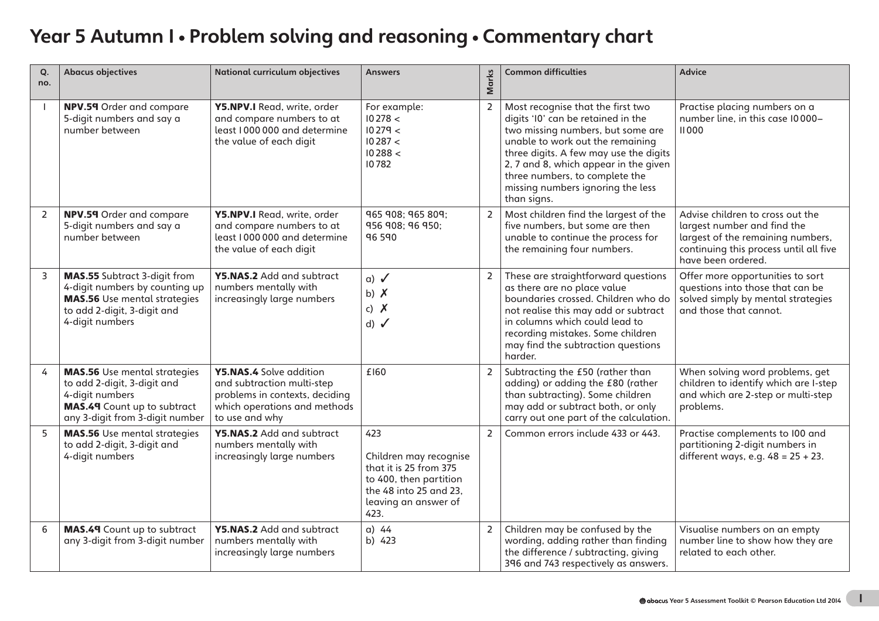# Year 5 Autumn 1 • Problem solving and reasoning • Commentary chart

| Q. no. | Abacus objectives | National curriculum objectives | Answers | Marks | Common difficulties | Advice |
|---|---|---|---|---|---|---|
| 1 | **NPV.59** Order and compare 5-digit numbers and say a number between | **Y5.NPV.1** Read, write, order and compare numbers to at least 1 000 000 and determine the value of each digit | For example: 10 278 < 10 279 < 10 287 < 10 288 < 10 782 | 2 | Most recognise that the first two digits '10' can be retained in the two missing numbers, but some are unable to work out the remaining three digits. A few may use the digits 2, 7 and 8, which appear in the given three numbers, to complete the missing numbers ignoring the less than signs. | Practise placing numbers on a number line, in this case 10 000–11 000 |
| 2 | **NPV.59** Order and compare 5-digit numbers and say a number between | **Y5.NPV.1** Read, write, order and compare numbers to at least 1 000 000 and determine the value of each digit | 965 908; 965 809; 956 908; 96 950; 96 590 | 2 | Most children find the largest of the five numbers, but some are then unable to continue the process for the remaining four numbers. | Advise children to cross out the largest number and find the largest of the remaining numbers, continuing this process until all five have been ordered. |
| 3 | **MAS.55** Subtract 3-digit from 4-digit numbers by counting up **MAS.56** Use mental strategies to add 2-digit, 3-digit and 4-digit numbers | **Y5.NAS.2** Add and subtract numbers mentally with increasingly large numbers | a) ✓ b) ✗ c) ✗ d) ✓ | 2 | These are straightforward questions as there are no place value boundaries crossed. Children who do not realise this may add or subtract in columns which could lead to recording mistakes. Some children may find the subtraction questions harder. | Offer more opportunities to sort questions into those that can be solved simply by mental strategies and those that cannot. |
| 4 | **MAS.56** Use mental strategies to add 2-digit, 3-digit and 4-digit numbers **MAS.49** Count up to subtract any 3-digit from 3-digit number | **Y5.NAS.4** Solve addition and subtraction multi-step problems in contexts, deciding which operations and methods to use and why | £160 | 2 | Subtracting the £50 (rather than adding) or adding the £80 (rather than subtracting). Some children may add or subtract both, or only carry out one part of the calculation. | When solving word problems, get children to identify which are 1-step and which are 2-step or multi-step problems. |
| 5 | **MAS.56** Use mental strategies to add 2-digit, 3-digit and 4-digit numbers | **Y5.NAS.2** Add and subtract numbers mentally with increasingly large numbers | 423<br><br>Children may recognise that it is 25 from 375 to 400, then partition the 48 into 25 and 23, leaving an answer of 423. | 2 | Common errors include 433 or 443. | Practise complements to 100 and partitioning 2-digit numbers in different ways, e.g. 48 = 25 + 23. |
| 6 | **MAS.49** Count up to subtract any 3-digit from 3-digit number | **Y5.NAS.2** Add and subtract numbers mentally with increasingly large numbers | a) 44 b) 423 | 2 | Children may be confused by the wording, adding rather than finding the difference / subtracting, giving 396 and 743 respectively as answers. | Visualise numbers on an empty number line to show how they are related to each other. |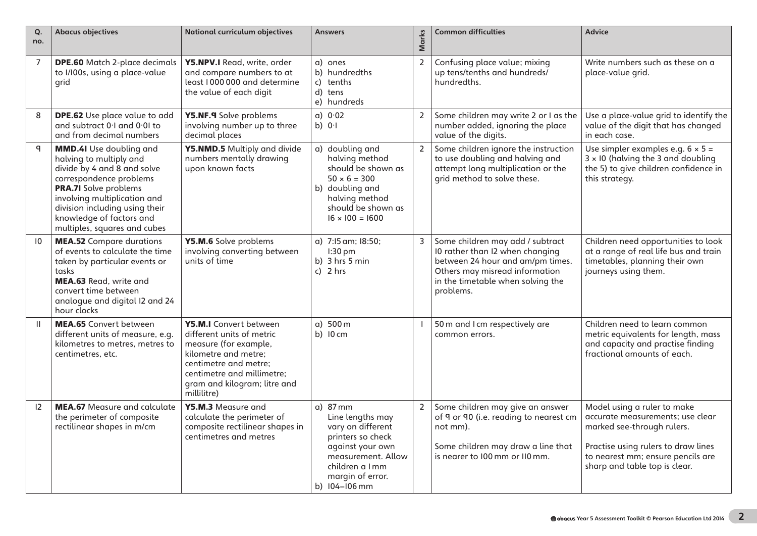| Q. no. | Abacus objectives | National curriculum objectives | Answers | Marks | Common difficulties | Advice |
|---|---|---|---|---|---|---|
| 7 | **DPE.60** Match 2-place decimals to 1/100s, using a place-value grid | **Y5.NPV.1** Read, write, order and compare numbers to at least 1 000 000 and determine the value of each digit | a) ones<br>b) hundredths<br>c) tenths<br>d) tens<br>e) hundreds | 2 | Confusing place value; mixing up tens/tenths and hundreds/hundredths. | Write numbers such as these on a place-value grid. |
| 8 | **DPE.62** Use place value to add and subtract 0·1 and 0·01 to and from decimal numbers | **Y5.NF.9** Solve problems involving number up to three decimal places | a) 0·02<br>b) 0·1 | 2 | Some children may write 2 or 1 as the number added, ignoring the place value of the digits. | Use a place-value grid to identify the value of the digit that has changed in each case. |
| 9 | **MMD.41** Use doubling and halving to multiply and divide by 4 and 8 and solve correspondence problems<br>**PRA.71** Solve problems involving multiplication and division including using their knowledge of factors and multiples, squares and cubes | **Y5.NMD.5** Multiply and divide numbers mentally drawing upon known facts | a) doubling and halving method should be shown as $50 \times 6 = 300$<br>b) doubling and halving method should be shown as $16 \times 100 = 1600$ | 2 | Some children ignore the instruction to use doubling and halving and attempt long multiplication or the grid method to solve these. | Use simpler examples e.g. $6 \times 5 = 3 \times 10$ (halving the 3 and doubling the 5) to give children confidence in this strategy. |
| 10 | **MEA.52** Compare durations of events to calculate the time taken by particular events or tasks<br>**MEA.63** Read, write and convert time between analogue and digital 12 and 24 hour clocks | **Y5.M.6** Solve problems involving converting between units of time | a) 7:15 am; 18:50; 1:30 pm<br>b) 3 hrs 5 min<br>c) 2 hrs | 3 | Some children may add / subtract 10 rather than 12 when changing between 24 hour and am/pm times. Others may misread information in the timetable when solving the problems. | Children need opportunities to look at a range of real life bus and train timetables, planning their own journeys using them. |
| 11 | **MEA.65** Convert between different units of measure, e.g. kilometres to metres, metres to centimetres, etc. | **Y5.M.1** Convert between different units of metric measure (for example, kilometre and metre; centimetre and metre; centimetre and millimetre; gram and kilogram; litre and millilitre) | a) 500 m<br>b) 10 cm | 1 | 50 m and 1 cm respectively are common errors. | Children need to learn common metric equivalents for length, mass and capacity and practise finding fractional amounts of each. |
| 12 | **MEA.67** Measure and calculate the perimeter of composite rectilinear shapes in m/cm | **Y5.M.3** Measure and calculate the perimeter of composite rectilinear shapes in centimetres and metres | a) 87 mm<br>Line lengths may vary on different printers so check against your own measurement. Allow children a 1 mm margin of error.<br>b) 104–106 mm | 2 | Some children may give an answer of 9 or 90 (i.e. reading to nearest cm not mm).<br><br>Some children may draw a line that is nearer to 100 mm or 110 mm. | Model using a ruler to make accurate measurements; use clear marked see-through rulers.<br><br>Practise using rulers to draw lines to nearest mm; ensure pencils are sharp and table top is clear. |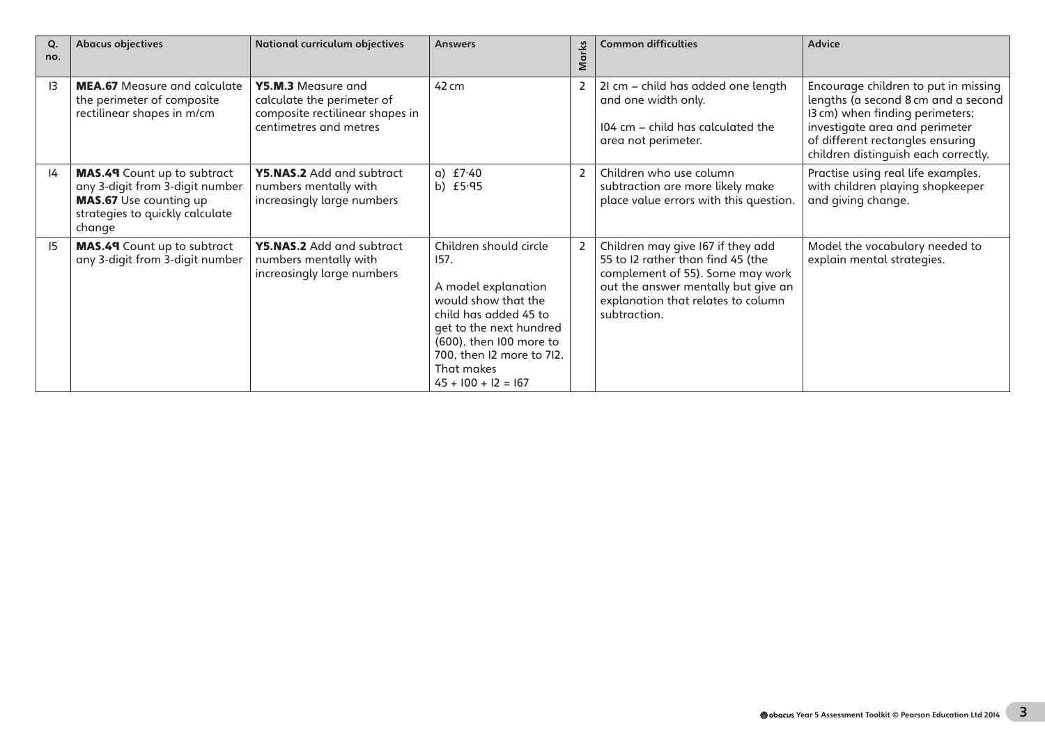| Q. no. | Abacus objectives | National curriculum objectives | Answers | Marks | Common difficulties | Advice |
|---|---|---|---|---|---|---|
| 13 | **MEA.67** Measure and calculate the perimeter of composite rectilinear shapes in m/cm | **Y5.M.3** Measure and calculate the perimeter of composite rectilinear shapes in centimetres and metres | 42 cm | 2 | 21 cm – child has added one length and one width only.<br><br>104 cm – child has calculated the area not perimeter. | Encourage children to put in missing lengths (a second 8 cm and a second 13 cm) when finding perimeters; investigate area and perimeter of different rectangles ensuring children distinguish each correctly. |
| 14 | **MAS.49** Count up to subtract any 3-digit from 3-digit number<br>**MAS.67** Use counting up strategies to quickly calculate change | **Y5.NAS.2** Add and subtract numbers mentally with increasingly large numbers | a) £7·40<br>b) £5·95 | 2 | Children who use column subtraction are more likely make place value errors with this question. | Practise using real life examples, with children playing shopkeeper and giving change. |
| 15 | **MAS.49** Count up to subtract any 3-digit from 3-digit number | **Y5.NAS.2** Add and subtract numbers mentally with increasingly large numbers | Children should circle 157.<br><br>A model explanation would show that the child has added 45 to get to the next hundred (600), then 100 more to 700, then 12 more to 712. That makes<br>$45 + 100 + 12 = 167$ | 2 | Children may give 167 if they add 55 to 12 rather than find 45 (the complement of 55). Some may work out the answer mentally but give an explanation that relates to column subtraction. | Model the vocabulary needed to explain mental strategies. |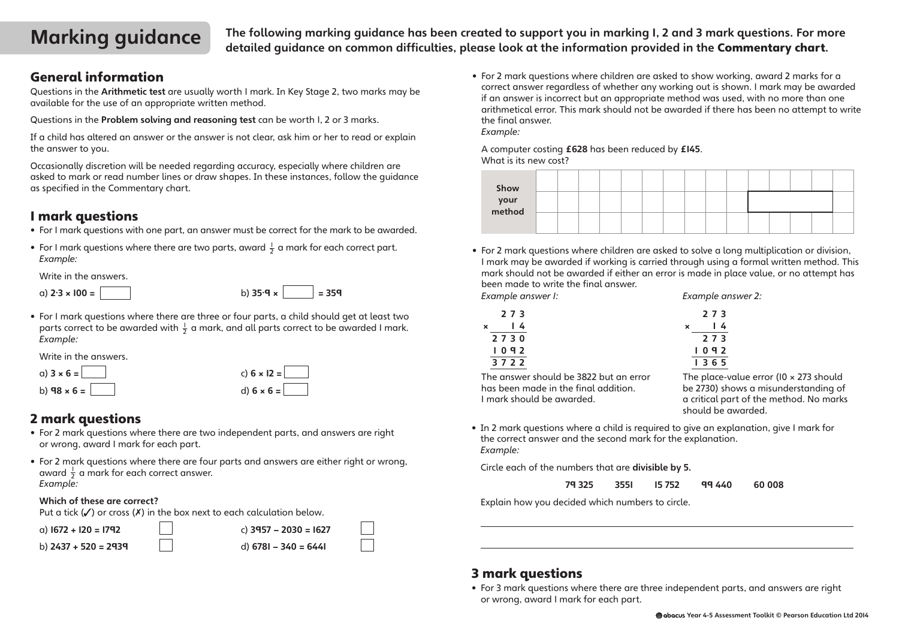# Marking guidance

**The following marking guidance has been created to support you in marking 1, 2 and 3 mark questions. For more detailed guidance on common difficulties, please look at the information provided in the Commentary chart.**

## General information

Questions in the **Arithmetic test** are usually worth 1 mark. In Key Stage 2, two marks may be available for the use of an appropriate written method.

Questions in the **Problem solving and reasoning test** can be worth 1, 2 or 3 marks.

If a child has altered an answer or the answer is not clear, ask him or her to read or explain the answer to you.

Occasionally discretion will be needed regarding accuracy, especially where children are asked to mark or read number lines or draw shapes. In these instances, follow the guidance as specified in the Commentary chart.

## 1 mark questions

- For 1 mark questions with one part, an answer must be correct for the mark to be awarded.
- For 1 mark questions where there are two parts, award $\frac{1}{2}$ a mark for each correct part.
  *Example:*

  Write in the answers.

  a) **2·3 × 100 =** ☐   b) **35·9 ×** ☐ **= 359**

- For 1 mark questions where there are three or four parts, a child should get at least two parts correct to be awarded with $\frac{1}{2}$ a mark, and all parts correct to be awarded 1 mark.
  *Example:*

  Write in the answers.

  a) **3 × 6 =** ☐   c) **6 × 12 =** ☐

  b) **98 × 6 =** ☐   d) **6 × 6 =** ☐

## 2 mark questions

- For 2 mark questions where there are two independent parts, and answers are right or wrong, award 1 mark for each part.
- For 2 mark questions where there are four parts and answers are either right or wrong, award $\frac{1}{2}$ a mark for each correct answer.
  *Example:*

  **Which of these are correct?**

  Put a tick (✓) or cross (✗) in the box next to each calculation below.

  a) **1672 + 120 = 1792** ☐   c) **3957 – 2030 = 1627** ☐

  b) **2437 + 520 = 2939** ☐   d) **6781 – 340 = 6441** ☐

- For 2 mark questions where children are asked to show working, award 2 marks for a correct answer regardless of whether any working out is shown. 1 mark may be awarded if an answer is incorrect but an appropriate method was used, with no more than one arithmetical error. This mark should not be awarded if there has been no attempt to write the final answer.
  *Example:*

  A computer costing **£628** has been reduced by **£145**.
  What is its new cost?

  **Show your method**

- For 2 mark questions where children are asked to solve a long multiplication or division, 1 mark may be awarded if working is carried through using a formal written method. This mark should not be awarded if either an error is made in place value, or no attempt has been made to write the final answer.

  *Example answer 1:*

```
    2 7 3
 ×    1 4
  2 7 3 0
  1 0 9 2
  3 7 2 2
```

  The answer should be 3822 but an error has been made in the final addition. 1 mark should be awarded.

  *Example answer 2:*

```
    2 7 3
 ×    1 4
    2 7 3
  1 0 9 2
  1 3 6 5
```

  The place-value error (10 × 273 should be 2730) shows a misunderstanding of a critical part of the method. No marks should be awarded.

- In 2 mark questions where a child is required to give an explanation, give 1 mark for the correct answer and the second mark for the explanation.
  *Example:*

  Circle each of the numbers that are **divisible by 5.**

  **79 325   3551   15 752   99 440   60 008**

  Explain how you decided which numbers to circle.

## 3 mark questions

- For 3 mark questions where there are three independent parts, and answers are right or wrong, award 1 mark for each part.